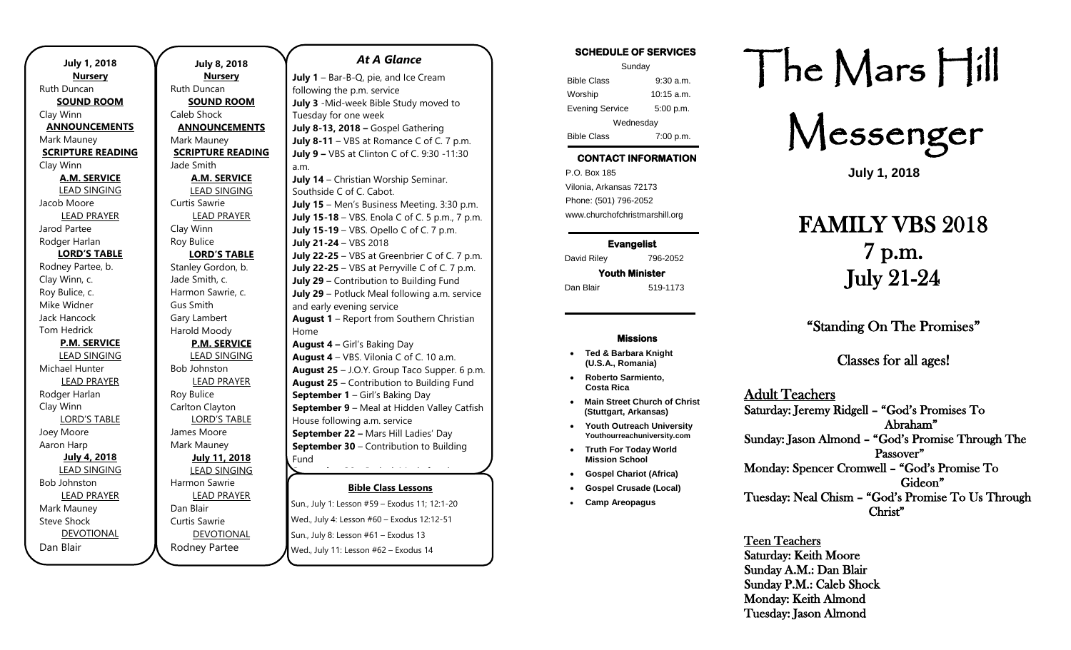**July 1, 2018**

**Nursery**
Ruth Duncan

**SOUND ROOM**
Clay Winn

**ANNOUNCEMENTS**
Mark Mauney

**SCRIPTURE READING**
Clay Winn

**A.M. SERVICE**

LEAD SINGING
Jacob Moore

LEAD PRAYER
Jarod Partee
Rodger Harlan

**LORD'S TABLE**
Rodney Partee, b.
Clay Winn, c.
Roy Bulice, c.
Mike Widner
Jack Hancock
Tom Hedrick

**P.M. SERVICE**

LEAD SINGING
Michael Hunter

LEAD PRAYER
Rodger Harlan
Clay Winn

LORD'S TABLE
Joey Moore
Aaron Harp

**July 4, 2018**

LEAD SINGING
Bob Johnston

LEAD PRAYER
Mark Mauney
Steve Shock

DEVOTIONAL
Dan Blair

**July 8, 2018**

**Nursery**
Ruth Duncan

**SOUND ROOM**
Caleb Shock

**ANNOUNCEMENTS**
Mark Mauney

**SCRIPTURE READING**
Jade Smith

**A.M. SERVICE**

LEAD SINGING
Curtis Sawrie

LEAD PRAYER
Clay Winn
Roy Bulice

**LORD'S TABLE**
Stanley Gordon, b.
Jade Smith, c.
Harmon Sawrie, c.
Gus Smith
Gary Lambert
Harold Moody

**P.M. SERVICE**

LEAD SINGING
Bob Johnston

LEAD PRAYER
Roy Bulice
Carlton Clayton

LORD'S TABLE
James Moore
Mark Mauney

**July 11, 2018**

LEAD SINGING
Harmon Sawrie

LEAD PRAYER
Dan Blair
Curtis Sawrie

DEVOTIONAL
Rodney Partee

## *At A Glance*

**July 1** – Bar-B-Q, pie, and Ice Cream following the p.m. service
**July 3** -Mid-week Bible Study moved to Tuesday for one week
**July 8-13, 2018 –** Gospel Gathering
**July 8-11** – VBS at Romance C of C. 7 p.m.
**July 9 –** VBS at Clinton C of C. 9:30 -11:30 a.m.
**July 14** – Christian Worship Seminar. Southside C of C. Cabot.
**July 15** – Men's Business Meeting. 3:30 p.m.
**July 15-18** – VBS. Enola C of C. 5 p.m., 7 p.m.
**July 15-19** – VBS. Opello C of C. 7 p.m.
**July 21-24** – VBS 2018
**July 22-25** – VBS at Greenbrier C of C. 7 p.m.
**July 22-25** – VBS at Perryville C of C. 7 p.m.
**July 29** – Contribution to Building Fund
**July 29** – Potluck Meal following a.m. service and early evening service
**August 1** – Report from Southern Christian Home
**August 4 –** Girl's Baking Day
**August 4** – VBS. Vilonia C of C. 10 a.m.
**August 25** – J.O.Y. Group Taco Supper. 6 p.m.
**August 25** – Contribution to Building Fund
**September 1** – Girl's Baking Day
**September 9** – Meal at Hidden Valley Catfish House following a.m. service
**September 22 –** Mars Hill Ladies' Day
**September 30** – Contribution to Building Fund

**Bible Class Lessons**

Sun., July 1: Lesson #59 – Exodus 11; 12:1-20
Wed., July 4: Lesson #60 – Exodus 12:12-51
Sun., July 8: Lesson #61 – Exodus 13
Wed., July 11: Lesson #62 – Exodus 14

**SCHEDULE OF SERVICES**

| Sunday | |
|---|---|
| Bible Class | 9:30 a.m. |
| Worship | 10:15 a.m. |
| Evening Service | 5:00 p.m. |
| Wednesday | |
| Bible Class | 7:00 p.m. |

**CONTACT INFORMATION**

P.O. Box 185
Vilonia, Arkansas 72173
Phone: (501) 796-2052
www.churchofchristmarshill.org

**Evangelist**
David Riley 796-2052

**Youth Minister**
Dan Blair 519-1173

**Missions**

- **Ted & Barbara Knight (U.S.A., Romania)**
- **Roberto Sarmiento, Costa Rica**
- **Main Street Church of Christ (Stuttgart, Arkansas)**
- **Youth Outreach University** Youthourreachuniversity.com
- **Truth For Today World Mission School**
- **Gospel Chariot (Africa)**
- **Gospel Crusade (Local)**
- **Camp Areopagus**

# The Mars Hill Messenger

**July 1, 2018**

# FAMILY VBS 2018
# 7 p.m.
# July 21-24

## "Standing On The Promises"

## Classes for all ages!

**Adult Teachers**
Saturday: Jeremy Ridgell – "God's Promises To Abraham"
Sunday: Jason Almond – "God's Promise Through The Passover"
Monday: Spencer Cromwell – "God's Promise To Gideon"
Tuesday: Neal Chism – "God's Promise To Us Through Christ"

**Teen Teachers**
Saturday: Keith Moore
Sunday A.M.: Dan Blair
Sunday P.M.: Caleb Shock
Monday: Keith Almond
Tuesday: Jason Almond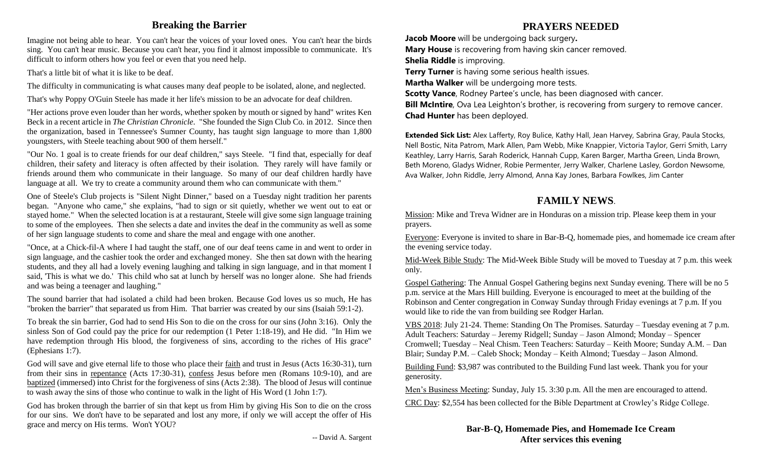## Breaking the Barrier

Imagine not being able to hear. You can't hear the voices of your loved ones. You can't hear the birds sing. You can't hear music. Because you can't hear, you find it almost impossible to communicate. It's difficult to inform others how you feel or even that you need help.

That's a little bit of what it is like to be deaf.

The difficulty in communicating is what causes many deaf people to be isolated, alone, and neglected.

That's why Poppy O'Guin Steele has made it her life's mission to be an advocate for deaf children.

"Her actions prove even louder than her words, whether spoken by mouth or signed by hand" writes Ken Beck in a recent article in *The Christian Chronicle*. "She founded the Sign Club Co. in 2012. Since then the organization, based in Tennessee's Sumner County, has taught sign language to more than 1,800 youngsters, with Steele teaching about 900 of them herself."

"Our No. 1 goal is to create friends for our deaf children," says Steele. "I find that, especially for deaf children, their safety and literacy is often affected by their isolation. They rarely will have family or friends around them who communicate in their language. So many of our deaf children hardly have language at all. We try to create a community around them who can communicate with them."

One of Steele's Club projects is "Silent Night Dinner," based on a Tuesday night tradition her parents began. "Anyone who came," she explains, "had to sign or sit quietly, whether we went out to eat or stayed home." When the selected location is at a restaurant, Steele will give some sign language training to some of the employees. Then she selects a date and invites the deaf in the community as well as some of her sign language students to come and share the meal and engage with one another.

"Once, at a Chick-fil-A where I had taught the staff, one of our deaf teens came in and went to order in sign language, and the cashier took the order and exchanged money. She then sat down with the hearing students, and they all had a lovely evening laughing and talking in sign language, and in that moment I said, 'This is what we do.' This child who sat at lunch by herself was no longer alone. She had friends and was being a teenager and laughing."

The sound barrier that had isolated a child had been broken. Because God loves us so much, He has "broken the barrier" that separated us from Him. That barrier was created by our sins (Isaiah 59:1-2).

To break the sin barrier, God had to send His Son to die on the cross for our sins (John 3:16). Only the sinless Son of God could pay the price for our redemption (1 Peter 1:18-19), and He did. "In Him we have redemption through His blood, the forgiveness of sins, according to the riches of His grace" (Ephesians 1:7).

God will save and give eternal life to those who place their faith and trust in Jesus (Acts 16:30-31), turn from their sins in repentance (Acts 17:30-31), confess Jesus before men (Romans 10:9-10), and are baptized (immersed) into Christ for the forgiveness of sins (Acts 2:38). The blood of Jesus will continue to wash away the sins of those who continue to walk in the light of His Word (1 John 1:7).

God has broken through the barrier of sin that kept us from Him by giving His Son to die on the cross for our sins. We don't have to be separated and lost any more, if only we will accept the offer of His grace and mercy on His terms. Won't YOU?

-- David A. Sargent

## PRAYERS NEEDED

**Jacob Moore** will be undergoing back surgery**.**
**Mary House** is recovering from having skin cancer removed.
**Shelia Riddle** is improving.
**Terry Turner** is having some serious health issues.
**Martha Walker** will be undergoing more tests.
**Scotty Vance**, Rodney Partee's uncle, has been diagnosed with cancer.
**Bill McIntire**, Ova Lea Leighton's brother, is recovering from surgery to remove cancer.
**Chad Hunter** has been deployed.

**Extended Sick List:** Alex Lafferty, Roy Bulice, Kathy Hall, Jean Harvey, Sabrina Gray, Paula Stocks, Nell Bostic, Nita Patrom, Mark Allen, Pam Webb, Mike Knappier, Victoria Taylor, Gerri Smith, Larry Keathley, Larry Harris, Sarah Roderick, Hannah Cupp, Karen Barger, Martha Green, Linda Brown, Beth Moreno, Gladys Widner, Robie Permenter, Jerry Walker, Charlene Lasley, Gordon Newsome, Ava Walker, John Riddle, Jerry Almond, Anna Kay Jones, Barbara Fowlkes, Jim Canter

## FAMILY NEWS.

Mission: Mike and Treva Widner are in Honduras on a mission trip. Please keep them in your prayers.

Everyone: Everyone is invited to share in Bar-B-Q, homemade pies, and homemade ice cream after the evening service today.

Mid-Week Bible Study: The Mid-Week Bible Study will be moved to Tuesday at 7 p.m. this week only.

Gospel Gathering: The Annual Gospel Gathering begins next Sunday evening. There will be no 5 p.m. service at the Mars Hill building. Everyone is encouraged to meet at the building of the Robinson and Center congregation in Conway Sunday through Friday evenings at 7 p.m. If you would like to ride the van from building see Rodger Harlan.

VBS 2018: July 21-24. Theme: Standing On The Promises. Saturday – Tuesday evening at 7 p.m. Adult Teachers: Saturday – Jeremy Ridgell; Sunday – Jason Almond; Monday – Spencer Cromwell; Tuesday – Neal Chism. Teen Teachers: Saturday – Keith Moore; Sunday A.M. – Dan Blair; Sunday P.M. – Caleb Shock; Monday – Keith Almond; Tuesday – Jason Almond.

Building Fund: $3,987 was contributed to the Building Fund last week. Thank you for your generosity.

Men's Business Meeting: Sunday, July 15. 3:30 p.m. All the men are encouraged to attend.

CRC Day: $2,554 has been collected for the Bible Department at Crowley's Ridge College.

**Bar-B-Q, Homemade Pies, and Homemade Ice Cream**
**After services this evening**